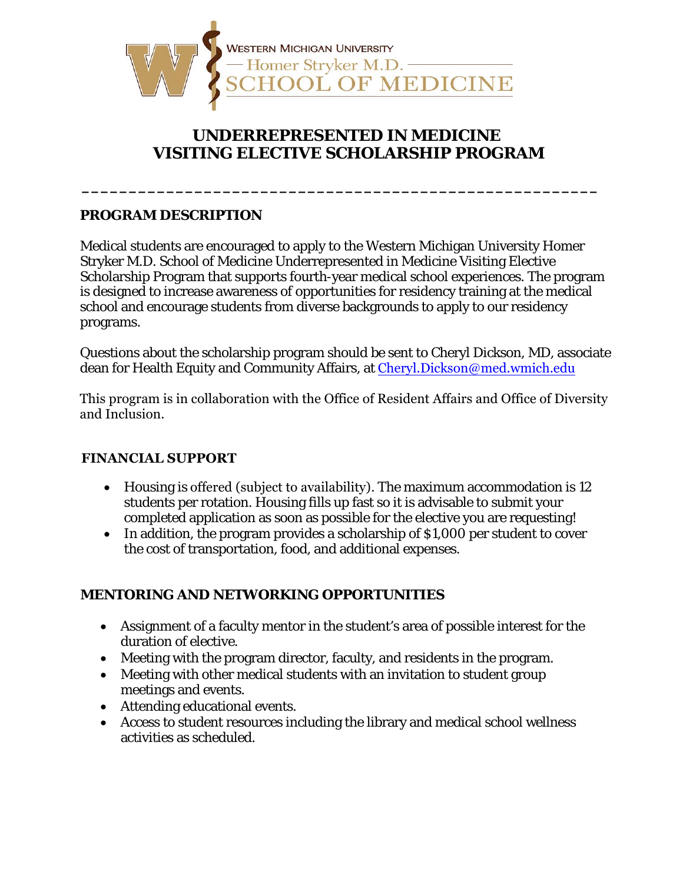WESTERN MICHIGAN UNIVERSITY
Homer Stryker M.D.
SCHOOL OF MEDICINE

# UNDERREPRESENTED IN MEDICINE VISITING ELECTIVE SCHOLARSHIP PROGRAM

---

## PROGRAM DESCRIPTION

Medical students are encouraged to apply to the Western Michigan University Homer Stryker M.D. School of Medicine Underrepresented in Medicine Visiting Elective Scholarship Program that supports fourth-year medical school experiences. The program is designed to increase awareness of opportunities for residency training at the medical school and encourage students from diverse backgrounds to apply to our residency programs.

Questions about the scholarship program should be sent to Cheryl Dickson, MD, associate dean for Health Equity and Community Affairs, at Cheryl.Dickson@med.wmich.edu

This program is in collaboration with the Office of Resident Affairs and Office of Diversity and Inclusion.

## FINANCIAL SUPPORT

- Housing is offered (subject to availability). The maximum accommodation is 12 students per rotation. Housing fills up fast so it is advisable to submit your completed application as soon as possible for the elective you are requesting!
- In addition, the program provides a scholarship of $1,000 per student to cover the cost of transportation, food, and additional expenses.

## MENTORING AND NETWORKING OPPORTUNITIES

- Assignment of a faculty mentor in the student's area of possible interest for the duration of elective.
- Meeting with the program director, faculty, and residents in the program.
- Meeting with other medical students with an invitation to student group meetings and events.
- Attending educational events.
- Access to student resources including the library and medical school wellness activities as scheduled.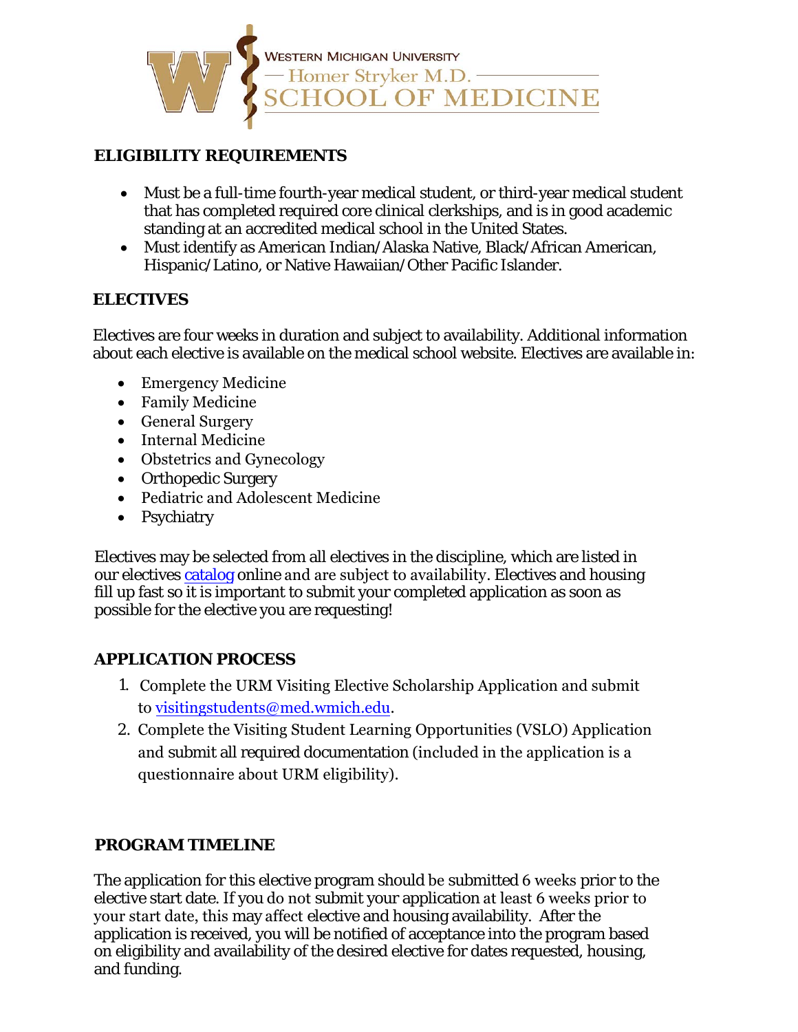Western Michigan University
Homer Stryker M.D.
School of Medicine

## ELIGIBILITY REQUIREMENTS

- Must be a full-time fourth-year medical student, or third-year medical student that has completed required core clinical clerkships, and is in good academic standing at an accredited medical school in the United States.
- Must identify as American Indian/Alaska Native, Black/African American, Hispanic/Latino, or Native Hawaiian/Other Pacific Islander.

## ELECTIVES

Electives are four weeks in duration and subject to availability. Additional information about each elective is available on the medical school website. Electives are available in:

- Emergency Medicine
- Family Medicine
- General Surgery
- Internal Medicine
- Obstetrics and Gynecology
- Orthopedic Surgery
- Pediatric and Adolescent Medicine
- Psychiatry

Electives may be selected from all electives in the discipline, which are listed in our electives catalog online and are subject to availability. Electives and housing fill up fast so it is important to submit your completed application as soon as possible for the elective you are requesting!

## APPLICATION PROCESS

1. Complete the URM Visiting Elective Scholarship Application and submit to visitingstudents@med.wmich.edu.
2. Complete the Visiting Student Learning Opportunities (VSLO) Application and submit all required documentation (included in the application is a questionnaire about URM eligibility).

## PROGRAM TIMELINE

The application for this elective program should be submitted 6 weeks prior to the elective start date. If you do not submit your application at least 6 weeks prior to your start date, this may affect elective and housing availability. After the application is received, you will be notified of acceptance into the program based on eligibility and availability of the desired elective for dates requested, housing, and funding.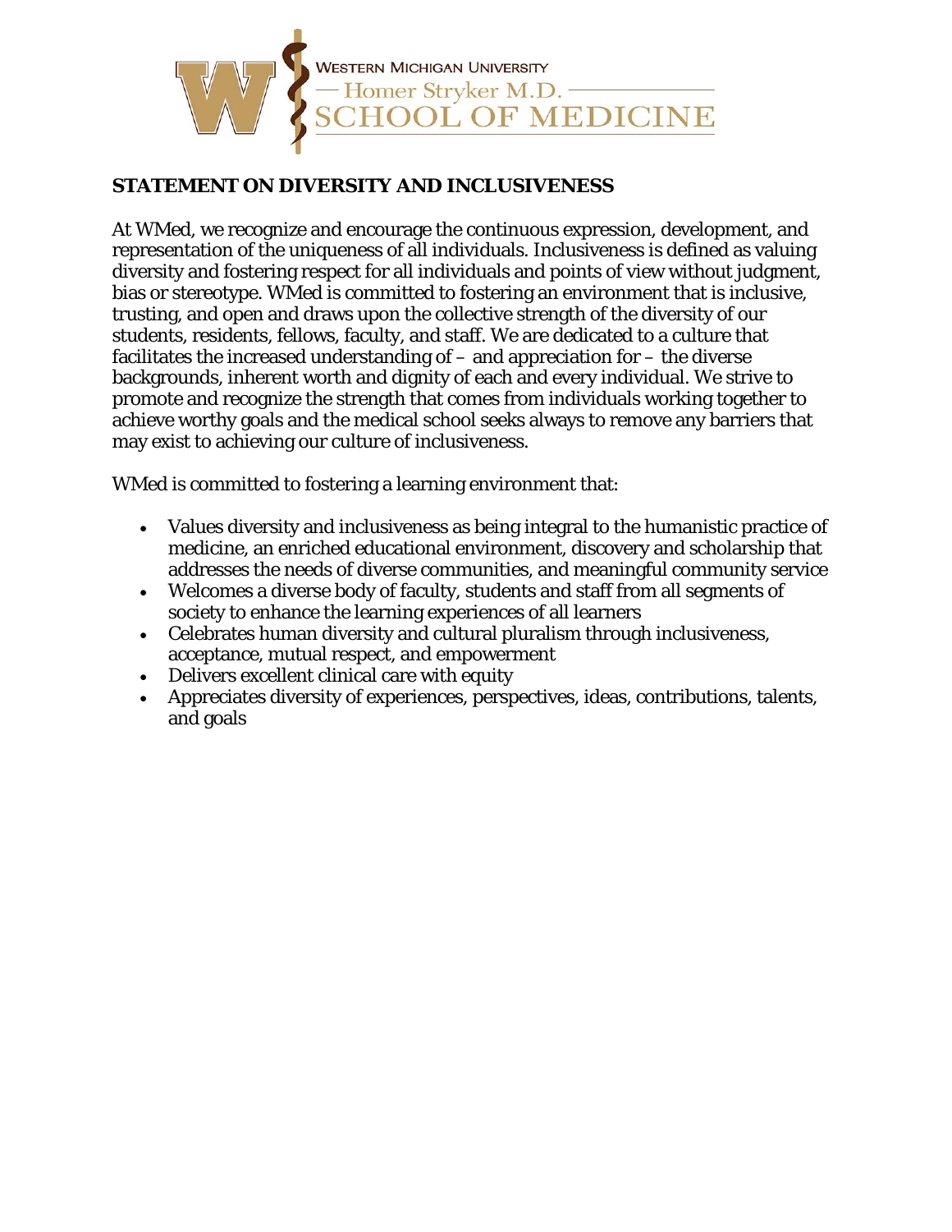WESTERN MICHIGAN UNIVERSITY
Homer Stryker M.D.
SCHOOL OF MEDICINE

## STATEMENT ON DIVERSITY AND INCLUSIVENESS

At WMed, we recognize and encourage the continuous expression, development, and representation of the uniqueness of all individuals. Inclusiveness is defined as valuing diversity and fostering respect for all individuals and points of view without judgment, bias or stereotype. WMed is committed to fostering an environment that is inclusive, trusting, and open and draws upon the collective strength of the diversity of our students, residents, fellows, faculty, and staff. We are dedicated to a culture that facilitates the increased understanding of – and appreciation for – the diverse backgrounds, inherent worth and dignity of each and every individual. We strive to promote and recognize the strength that comes from individuals working together to achieve worthy goals and the medical school seeks always to remove any barriers that may exist to achieving our culture of inclusiveness.

WMed is committed to fostering a learning environment that:

- Values diversity and inclusiveness as being integral to the humanistic practice of medicine, an enriched educational environment, discovery and scholarship that addresses the needs of diverse communities, and meaningful community service
- Welcomes a diverse body of faculty, students and staff from all segments of society to enhance the learning experiences of all learners
- Celebrates human diversity and cultural pluralism through inclusiveness, acceptance, mutual respect, and empowerment
- Delivers excellent clinical care with equity
- Appreciates diversity of experiences, perspectives, ideas, contributions, talents, and goals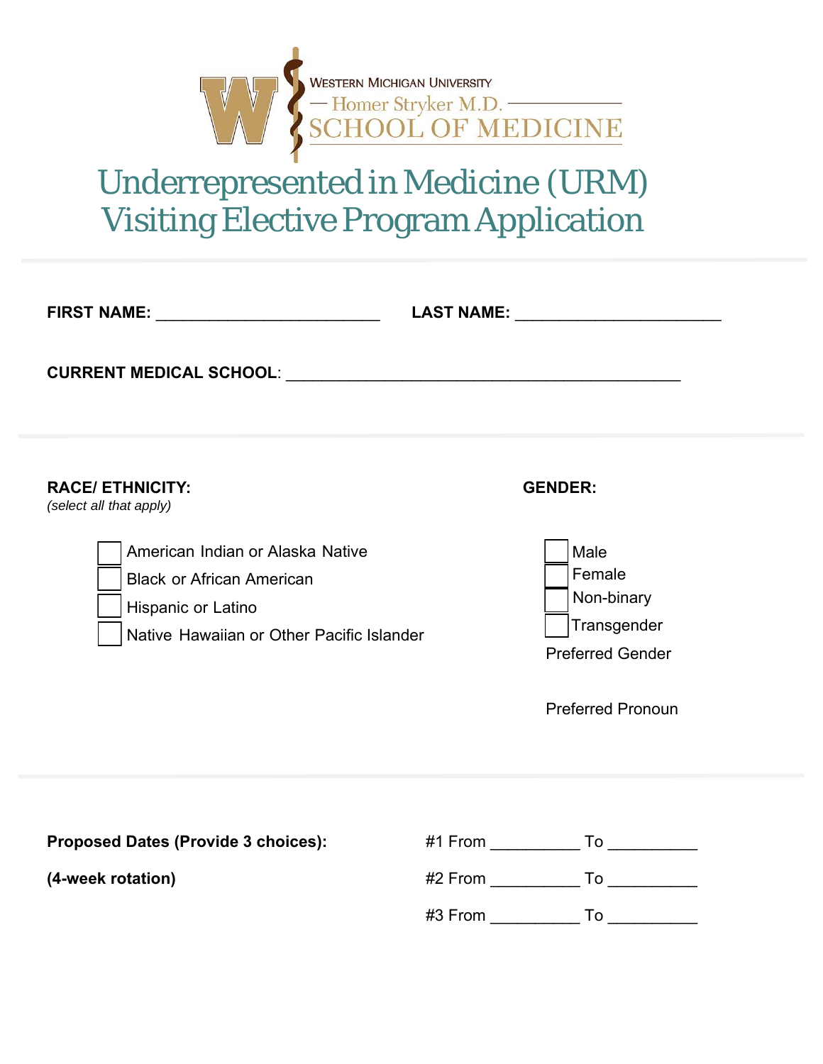Western Michigan University
Homer Stryker M.D.
School of Medicine

# Underrepresented in Medicine (URM) Visiting Elective Program Application

**FIRST NAME:** ________________________ **LAST NAME:** ______________________

**CURRENT MEDICAL SCHOOL**: ___________________________________________

**RACE/ ETHNICITY:**
*(select all that apply)*

- ☐ American Indian or Alaska Native
- ☐ Black or African American
- ☐ Hispanic or Latino
- ☐ Native Hawaiian or Other Pacific Islander

**GENDER:**

- ☐ Male
- ☐ Female
- ☐ Non-binary
- ☐ Transgender

Preferred Gender

Preferred Pronoun

**Proposed Dates (Provide 3 choices):**

**(4-week rotation)**

#1 From _________ To _________

#2 From _________ To _________

#3 From _________ To _________